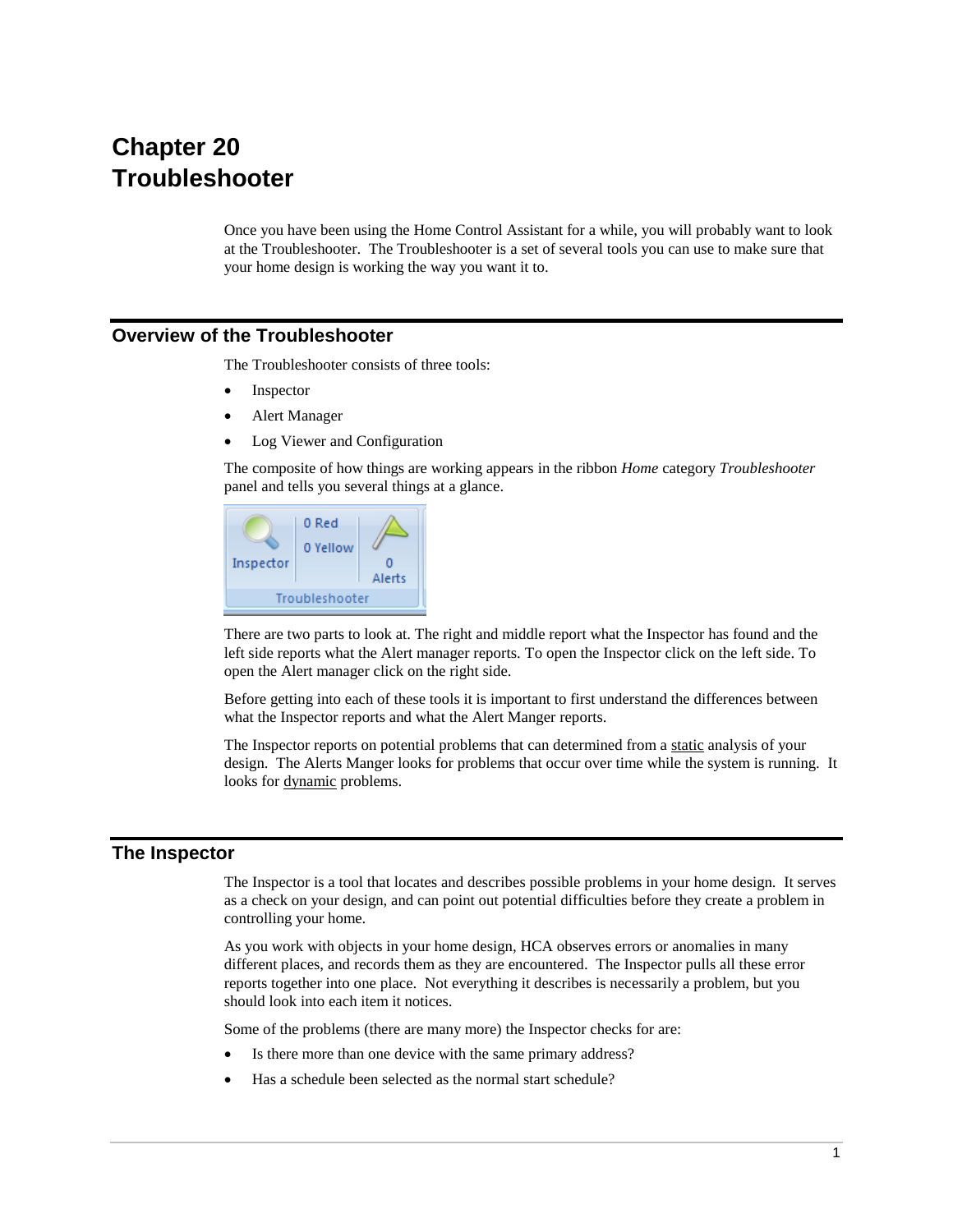# Chapter 20
# Troubleshooter

Once you have been using the Home Control Assistant for a while, you will probably want to look at the Troubleshooter. The Troubleshooter is a set of several tools you can use to make sure that your home design is working the way you want it to.

## Overview of the Troubleshooter

The Troubleshooter consists of three tools:

- Inspector
- Alert Manager
- Log Viewer and Configuration

The composite of how things are working appears in the ribbon *Home* category *Troubleshooter* panel and tells you several things at a glance.

There are two parts to look at. The right and middle report what the Inspector has found and the left side reports what the Alert manager reports. To open the Inspector click on the left side. To open the Alert manager click on the right side.

Before getting into each of these tools it is important to first understand the differences between what the Inspector reports and what the Alert Manger reports.

The Inspector reports on potential problems that can determined from a static analysis of your design. The Alerts Manger looks for problems that occur over time while the system is running. It looks for dynamic problems.

## The Inspector

The Inspector is a tool that locates and describes possible problems in your home design. It serves as a check on your design, and can point out potential difficulties before they create a problem in controlling your home.

As you work with objects in your home design, HCA observes errors or anomalies in many different places, and records them as they are encountered. The Inspector pulls all these error reports together into one place. Not everything it describes is necessarily a problem, but you should look into each item it notices.

Some of the problems (there are many more) the Inspector checks for are:

- Is there more than one device with the same primary address?
- Has a schedule been selected as the normal start schedule?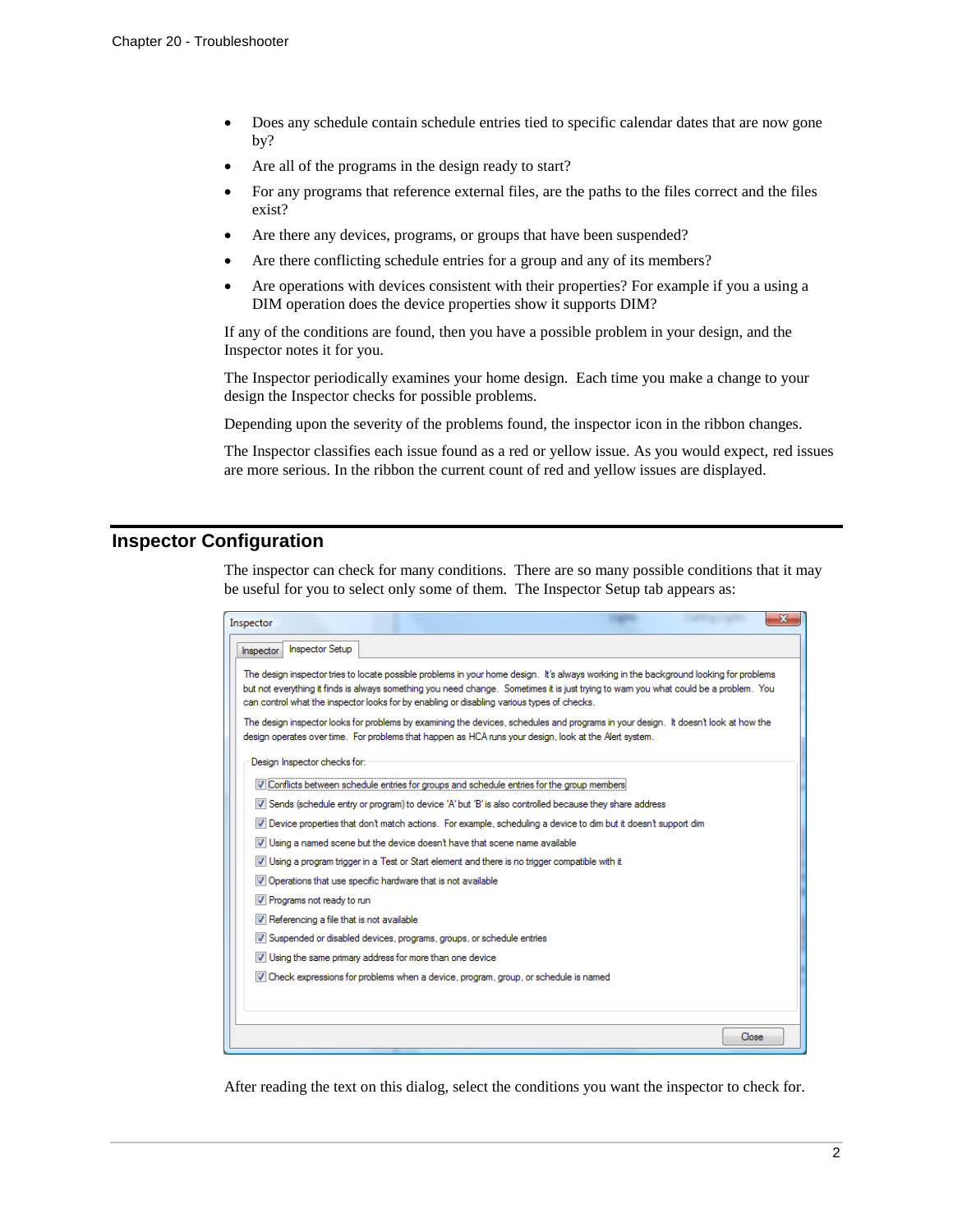- Does any schedule contain schedule entries tied to specific calendar dates that are now gone by?
- Are all of the programs in the design ready to start?
- For any programs that reference external files, are the paths to the files correct and the files exist?
- Are there any devices, programs, or groups that have been suspended?
- Are there conflicting schedule entries for a group and any of its members?
- Are operations with devices consistent with their properties? For example if you a using a DIM operation does the device properties show it supports DIM?

If any of the conditions are found, then you have a possible problem in your design, and the Inspector notes it for you.

The Inspector periodically examines your home design. Each time you make a change to your design the Inspector checks for possible problems.

Depending upon the severity of the problems found, the inspector icon in the ribbon changes.

The Inspector classifies each issue found as a red or yellow issue. As you would expect, red issues are more serious. In the ribbon the current count of red and yellow issues are displayed.

## Inspector Configuration

The inspector can check for many conditions. There are so many possible conditions that it may be useful for you to select only some of them. The Inspector Setup tab appears as:

Inspector

Inspector | Inspector Setup

The design inspector tries to locate possible problems in your home design. It's always working in the background looking for problems but not everything it finds is always something you need change. Sometimes it is just trying to warn you what could be a problem. You can control what the inspector looks for by enabling or disabling various types of checks.

The design inspector looks for problems by examining the devices, schedules and programs in your design. It doesn't look at how the design operates over time. For problems that happen as HCA runs your design, look at the Alert system.

Design Inspector checks for:

- [x] Conflicts between schedule entries for groups and schedule entries for the group members
- [x] Sends (schedule entry or program) to device 'A' but 'B' is also controlled because they share address
- [x] Device properties that dont match actions. For example, scheduling a device to dim but it doesn't support dim
- [x] Using a named scene but the device doesn't have that scene name available
- [x] Using a program trigger in a Test or Start element and there is no trigger compatible with it
- [x] Operations that use specific hardware that is not available
- [x] Programs not ready to run
- [x] Referencing a file that is not available
- [x] Suspended or disabled devices, programs, groups, or schedule entries
- [x] Using the same primary address for more than one device
- [x] Check expressions for problems when a device, program, group, or schedule is named

Close

After reading the text on this dialog, select the conditions you want the inspector to check for.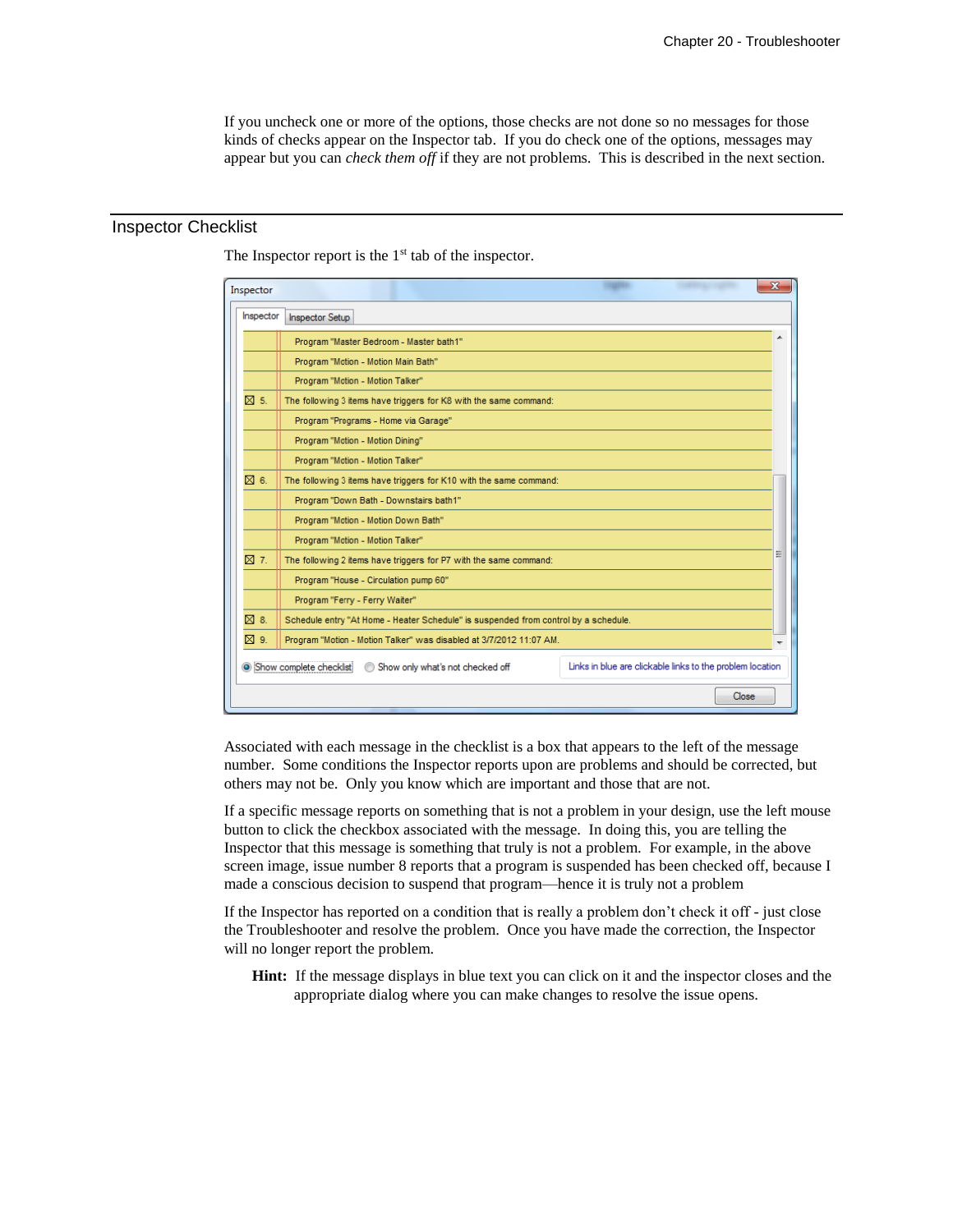If you uncheck one or more of the options, those checks are not done so no messages for those kinds of checks appear on the Inspector tab. If you do check one of the options, messages may appear but you can *check them off* if they are not problems. This is described in the next section.

## Inspector Checklist

The Inspector report is the 1st tab of the inspector.

Associated with each message in the checklist is a box that appears to the left of the message number. Some conditions the Inspector reports upon are problems and should be corrected, but others may not be. Only you know which are important and those that are not.

If a specific message reports on something that is not a problem in your design, use the left mouse button to click the checkbox associated with the message. In doing this, you are telling the Inspector that this message is something that truly is not a problem. For example, in the above screen image, issue number 8 reports that a program is suspended has been checked off, because I made a conscious decision to suspend that program—hence it is truly not a problem

If the Inspector has reported on a condition that is really a problem don't check it off - just close the Troubleshooter and resolve the problem. Once you have made the correction, the Inspector will no longer report the problem.

**Hint:** If the message displays in blue text you can click on it and the inspector closes and the appropriate dialog where you can make changes to resolve the issue opens.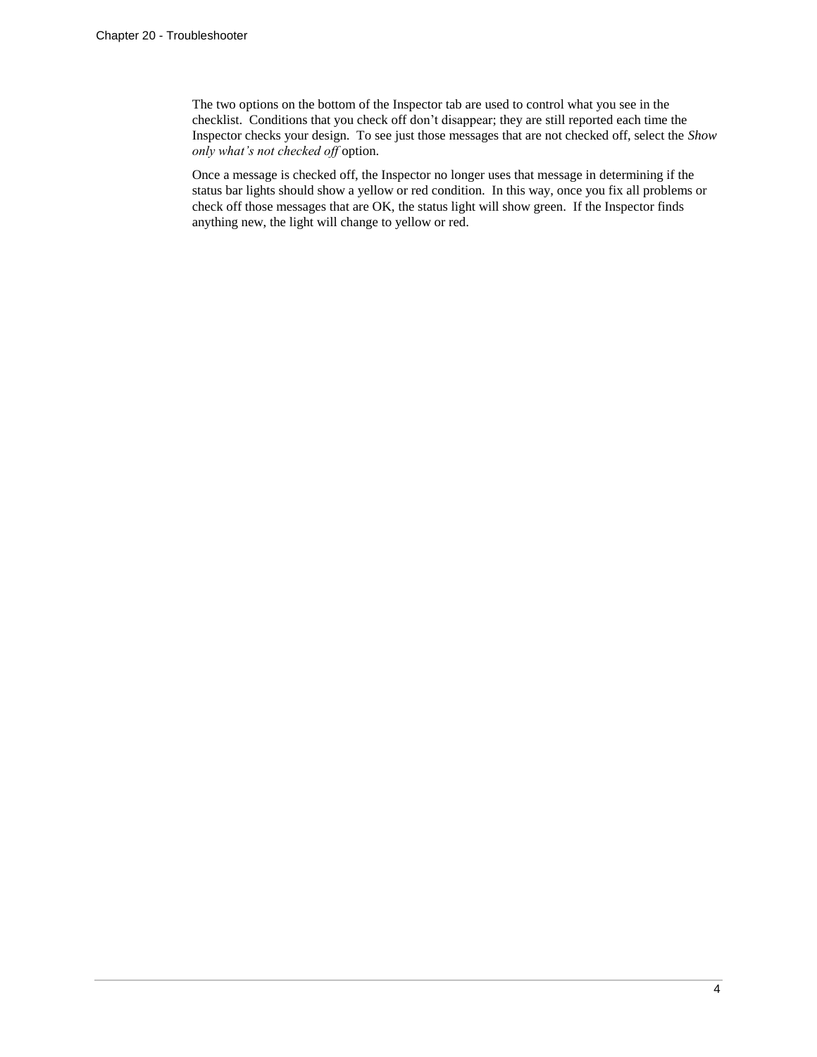The two options on the bottom of the Inspector tab are used to control what you see in the checklist. Conditions that you check off don't disappear; they are still reported each time the Inspector checks your design. To see just those messages that are not checked off, select the *Show only what's not checked off* option.

Once a message is checked off, the Inspector no longer uses that message in determining if the status bar lights should show a yellow or red condition. In this way, once you fix all problems or check off those messages that are OK, the status light will show green. If the Inspector finds anything new, the light will change to yellow or red.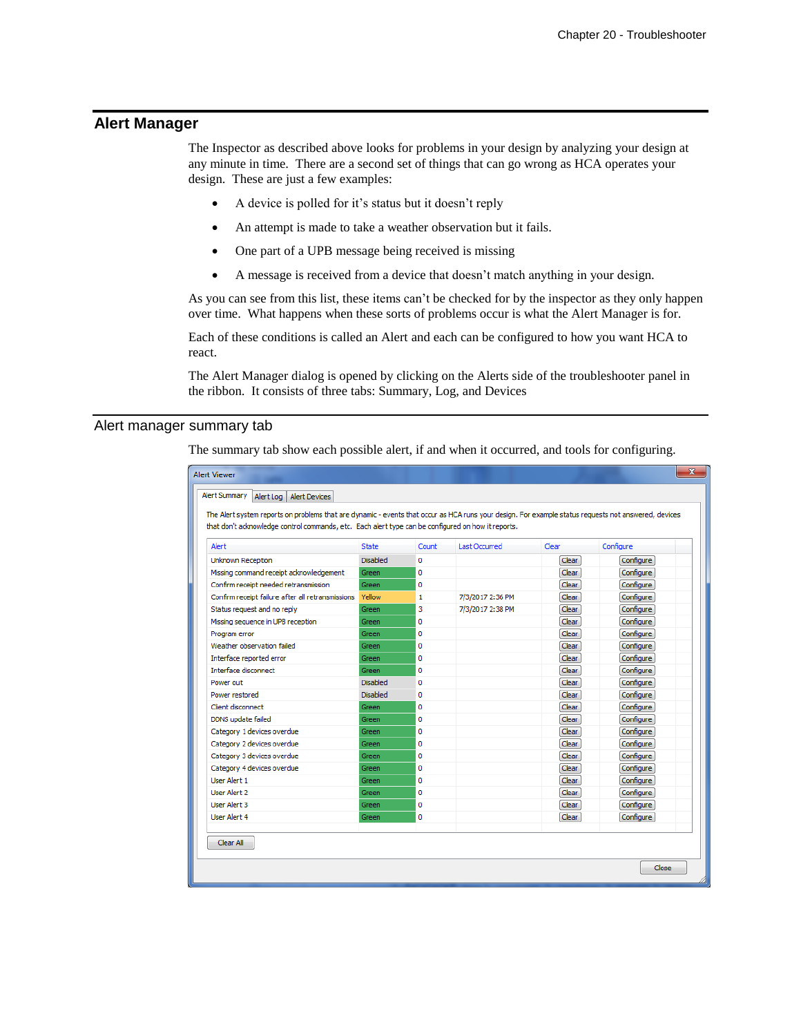## Alert Manager

The Inspector as described above looks for problems in your design by analyzing your design at any minute in time. There are a second set of things that can go wrong as HCA operates your design. These are just a few examples:

- A device is polled for it's status but it doesn't reply
- An attempt is made to take a weather observation but it fails.
- One part of a UPB message being received is missing
- A message is received from a device that doesn't match anything in your design.

As you can see from this list, these items can't be checked for by the inspector as they only happen over time. What happens when these sorts of problems occur is what the Alert Manager is for.

Each of these conditions is called an Alert and each can be configured to how you want HCA to react.

The Alert Manager dialog is opened by clicking on the Alerts side of the troubleshooter panel in the ribbon. It consists of three tabs: Summary, Log, and Devices

### Alert manager summary tab

The summary tab show each possible alert, if and when it occurred, and tools for configuring.

Alert Viewer

Alert Summary | Alert Log | Alert Devices

The Alert system reports on problems that are dynamic - events that occur as HCA runs your design. For example status requests not answered, devices that don't acknowledge control commands, etc. Each alert type can be configured on how it reports.

| Alert | State | Count | Last Occurred | Clear | Configure |
|---|---|---|---|---|---|
| Unknown Reception | Disabled | 0 | | Clear | Configure |
| Missing command receipt acknowledgement | Green | 0 | | Clear | Configure |
| Confirm receipt needed retransmission | Green | 0 | | Clear | Configure |
| Confirm receipt failure after all retransmissions | Yellow | 1 | 7/3/2017 2:36 PM | Clear | Configure |
| Status request and no reply | Green | 3 | 7/3/2017 2:38 PM | Clear | Configure |
| Missing sequence in UPB reception | Green | 0 | | Clear | Configure |
| Program error | Green | 0 | | Clear | Configure |
| Weather observation failed | Green | 0 | | Clear | Configure |
| Interface reported error | Green | 0 | | Clear | Configure |
| Interface disconnect | Green | 0 | | Clear | Configure |
| Power out | Disabled | 0 | | Clear | Configure |
| Power restored | Disabled | 0 | | Clear | Configure |
| Client disconnect | Green | 0 | | Clear | Configure |
| DDNS update failed | Green | 0 | | Clear | Configure |
| Category 1 devices overdue | Green | 0 | | Clear | Configure |
| Category 2 devices overdue | Green | 0 | | Clear | Configure |
| Category 3 devices overdue | Green | 0 | | Clear | Configure |
| Category 4 devices overdue | Green | 0 | | Clear | Configure |
| User Alert 1 | Green | 0 | | Clear | Configure |
| User Alert 2 | Green | 0 | | Clear | Configure |
| User Alert 3 | Green | 0 | | Clear | Configure |
| User Alert 4 | Green | 0 | | Clear | Configure |

Clear All

Close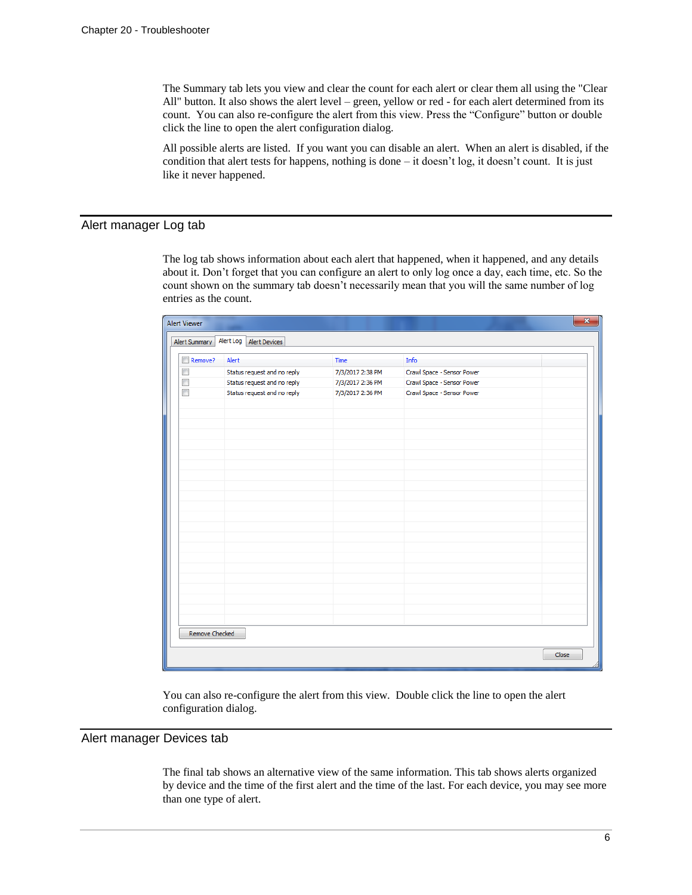The Summary tab lets you view and clear the count for each alert or clear them all using the "Clear All" button. It also shows the alert level – green, yellow or red - for each alert determined from its count. You can also re-configure the alert from this view. Press the "Configure" button or double click the line to open the alert configuration dialog.

All possible alerts are listed. If you want you can disable an alert. When an alert is disabled, if the condition that alert tests for happens, nothing is done – it doesn't log, it doesn't count. It is just like it never happened.

## Alert manager Log tab

The log tab shows information about each alert that happened, when it happened, and any details about it. Don't forget that you can configure an alert to only log once a day, each time, etc. So the count shown on the summary tab doesn't necessarily mean that you will the same number of log entries as the count.

You can also re-configure the alert from this view. Double click the line to open the alert configuration dialog.

## Alert manager Devices tab

The final tab shows an alternative view of the same information. This tab shows alerts organized by device and the time of the first alert and the time of the last. For each device, you may see more than one type of alert.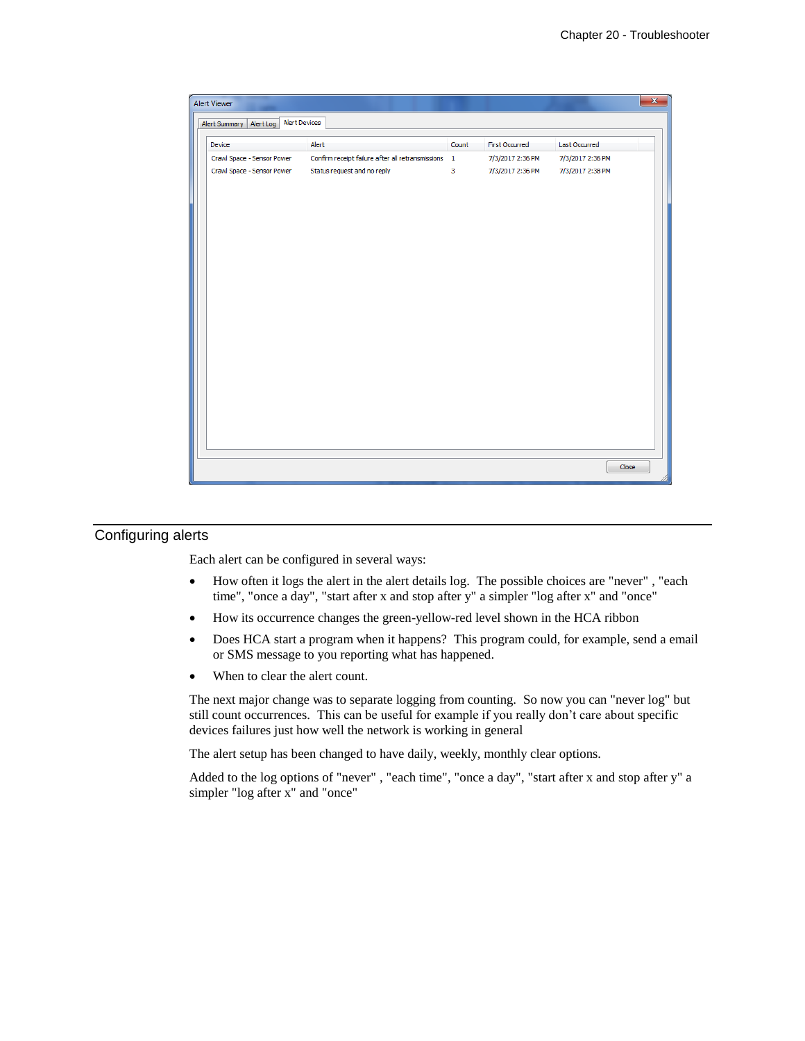## Configuring alerts

Each alert can be configured in several ways:

- How often it logs the alert in the alert details log. The possible choices are "never" , "each time", "once a day", "start after x and stop after y" a simpler "log after x" and "once"
- How its occurrence changes the green-yellow-red level shown in the HCA ribbon
- Does HCA start a program when it happens? This program could, for example, send a email or SMS message to you reporting what has happened.
- When to clear the alert count.

The next major change was to separate logging from counting. So now you can "never log" but still count occurrences. This can be useful for example if you really don't care about specific devices failures just how well the network is working in general

The alert setup has been changed to have daily, weekly, monthly clear options.

Added to the log options of "never" , "each time", "once a day", "start after x and stop after y" a simpler "log after x" and "once"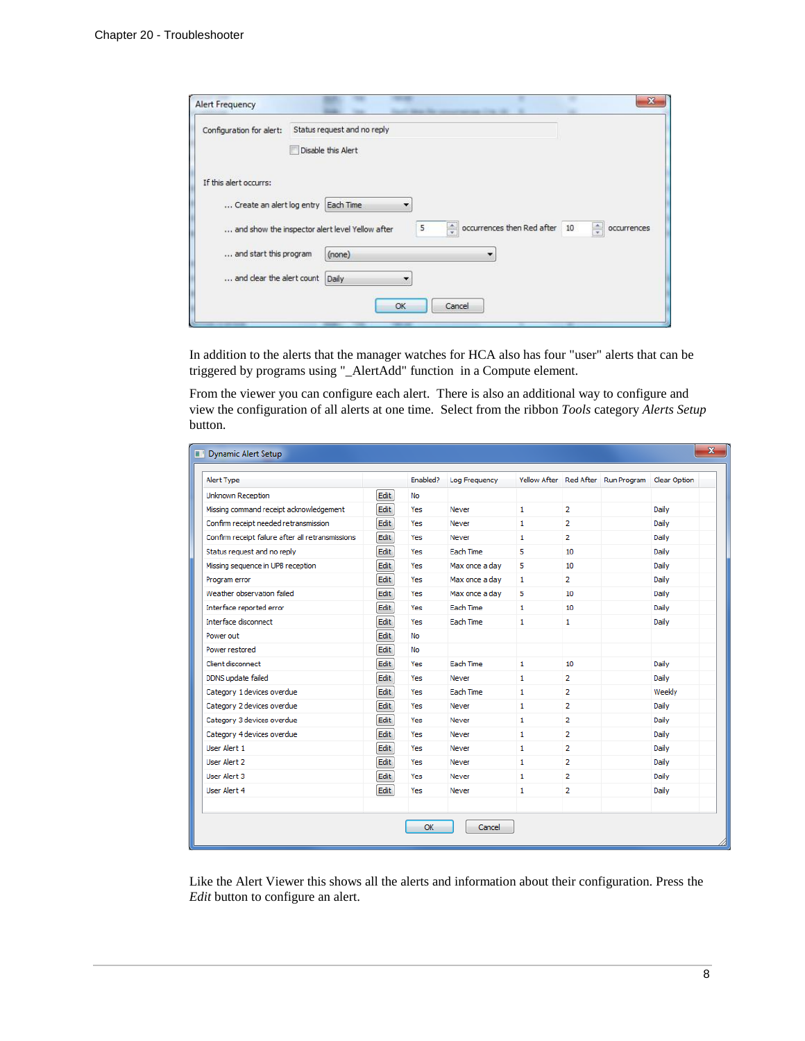Alert Frequency

Configuration for alert: Status request and no reply

Disable this Alert

If this alert occurs:

... Create an alert log entry: Each Time

... and show the inspector alert level Yellow after 5 occurrences then Red after 10 occurrences

... and start this program: (none)

... and clear the alert count: Daily

OK | Cancel

In addition to the alerts that the manager watches for HCA also has four "user" alerts that can be triggered by programs using "_AlertAdd" function in a Compute element.

From the viewer you can configure each alert. There is also an additional way to configure and view the configuration of all alerts at one time. Select from the ribbon *Tools* category *Alerts Setup* button.

Dynamic Alert Setup

| Alert Type | | Enabled? | Log Frequency | Yellow After | Red After | Run Program | Clear Option |
|---|---|---|---|---|---|---|---|
| Unknown Reception | Edit | No | | | | | |
| Missing command receipt acknowledgement | Edit | Yes | Never | 1 | 2 | | Daily |
| Confirm receipt needed retransmission | Edit | Yes | Never | 1 | 2 | | Daily |
| Confirm receipt failure after all retransmissions | Edit | Yes | Never | 1 | 2 | | Daily |
| Status request and no reply | Edit | Yes | Each Time | 5 | 10 | | Daily |
| Missing sequence in UPB reception | Edit | Yes | Max once a day | 5 | 10 | | Daily |
| Program error | Edit | Yes | Max once a day | 1 | 2 | | Daily |
| Weather observation failed | Edit | Yes | Max once a day | 5 | 10 | | Daily |
| Interface reported error | Edit | Yes | Each Time | 1 | 10 | | Daily |
| Interface disconnect | Edit | Yes | Each Time | 1 | 1 | | Daily |
| Power out | Edit | No | | | | | |
| Power restored | Edit | No | | | | | |
| Client disconnect | Edit | Yes | Each Time | 1 | 10 | | Daily |
| DDNS update failed | Edit | Yes | Never | 1 | 2 | | Daily |
| Category 1 devices overdue | Edit | Yes | Each Time | 1 | 2 | | Weekly |
| Category 2 devices overdue | Edit | Yes | Never | 1 | 2 | | Daily |
| Category 3 devices overdue | Edit | Yes | Never | 1 | 2 | | Daily |
| Category 4 devices overdue | Edit | Yes | Never | 1 | 2 | | Daily |
| User Alert 1 | Edit | Yes | Never | 1 | 2 | | Daily |
| User Alert 2 | Edit | Yes | Never | 1 | 2 | | Daily |
| User Alert 3 | Edit | Yes | Never | 1 | 2 | | Daily |
| User Alert 4 | Edit | Yes | Never | 1 | 2 | | Daily |

OK | Cancel

Like the Alert Viewer this shows all the alerts and information about their configuration. Press the *Edit* button to configure an alert.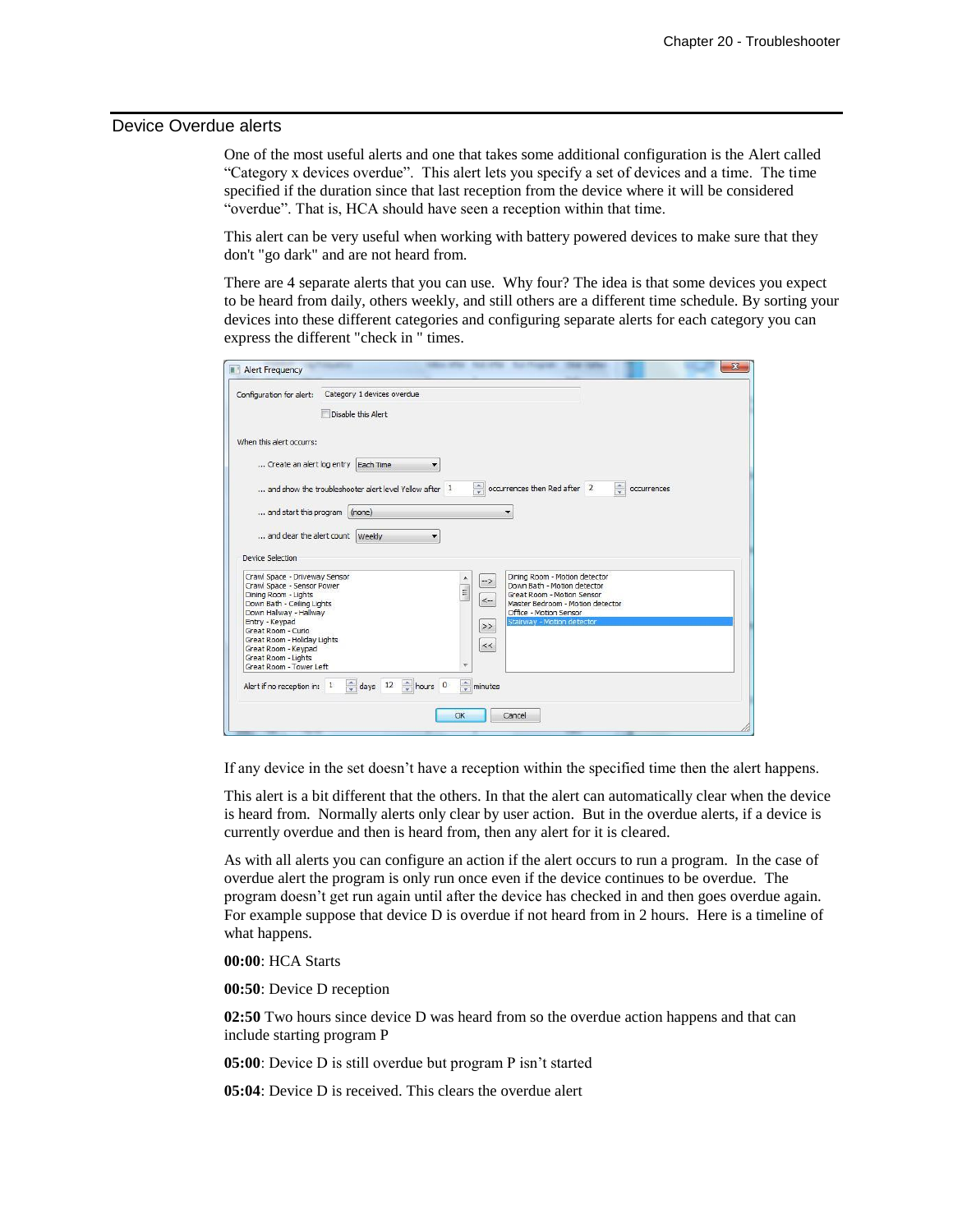## Device Overdue alerts

One of the most useful alerts and one that takes some additional configuration is the Alert called "Category x devices overdue". This alert lets you specify a set of devices and a time. The time specified if the duration since that last reception from the device where it will be considered "overdue". That is, HCA should have seen a reception within that time.

This alert can be very useful when working with battery powered devices to make sure that they don't "go dark" and are not heard from.

There are 4 separate alerts that you can use. Why four? The idea is that some devices you expect to be heard from daily, others weekly, and still others are a different time schedule. By sorting your devices into these different categories and configuring separate alerts for each category you can express the different "check in " times.

If any device in the set doesn't have a reception within the specified time then the alert happens.

This alert is a bit different that the others. In that the alert can automatically clear when the device is heard from. Normally alerts only clear by user action. But in the overdue alerts, if a device is currently overdue and then is heard from, then any alert for it is cleared.

As with all alerts you can configure an action if the alert occurs to run a program. In the case of overdue alert the program is only run once even if the device continues to be overdue. The program doesn't get run again until after the device has checked in and then goes overdue again. For example suppose that device D is overdue if not heard from in 2 hours. Here is a timeline of what happens.

**00:00**: HCA Starts

**00:50**: Device D reception

**02:50** Two hours since device D was heard from so the overdue action happens and that can include starting program P

**05:00**: Device D is still overdue but program P isn't started

**05:04**: Device D is received. This clears the overdue alert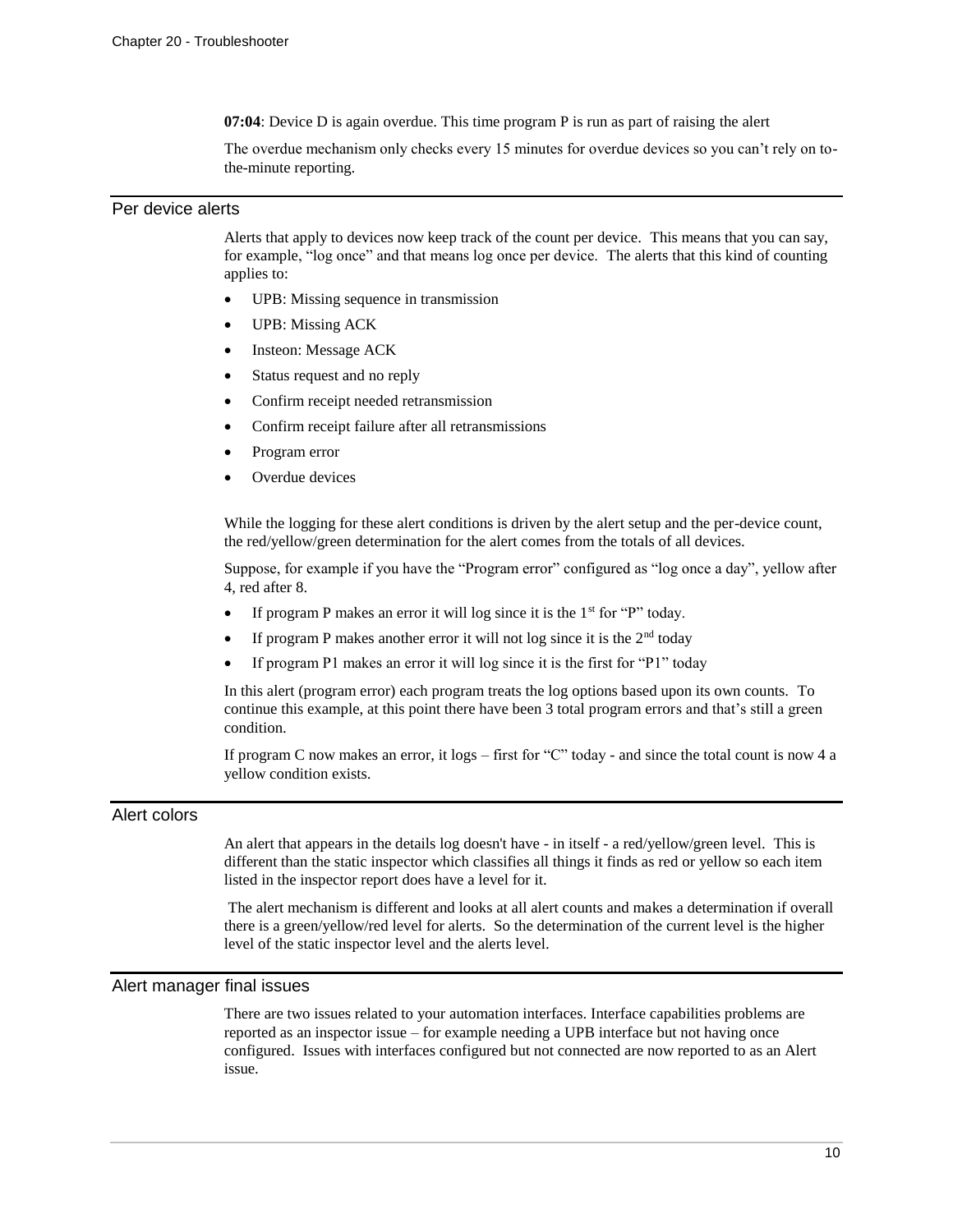**07:04**: Device D is again overdue. This time program P is run as part of raising the alert

The overdue mechanism only checks every 15 minutes for overdue devices so you can't rely on to-the-minute reporting.

## Per device alerts

Alerts that apply to devices now keep track of the count per device. This means that you can say, for example, "log once" and that means log once per device. The alerts that this kind of counting applies to:

- UPB: Missing sequence in transmission
- UPB: Missing ACK
- Insteon: Message ACK
- Status request and no reply
- Confirm receipt needed retransmission
- Confirm receipt failure after all retransmissions
- Program error
- Overdue devices

While the logging for these alert conditions is driven by the alert setup and the per-device count, the red/yellow/green determination for the alert comes from the totals of all devices.

Suppose, for example if you have the "Program error" configured as "log once a day", yellow after 4, red after 8.

- If program P makes an error it will log since it is the 1st for "P" today.
- If program P makes another error it will not log since it is the 2nd today
- If program P1 makes an error it will log since it is the first for "P1" today

In this alert (program error) each program treats the log options based upon its own counts. To continue this example, at this point there have been 3 total program errors and that's still a green condition.

If program C now makes an error, it logs – first for "C" today - and since the total count is now 4 a yellow condition exists.

## Alert colors

An alert that appears in the details log doesn't have - in itself - a red/yellow/green level. This is different than the static inspector which classifies all things it finds as red or yellow so each item listed in the inspector report does have a level for it.

The alert mechanism is different and looks at all alert counts and makes a determination if overall there is a green/yellow/red level for alerts. So the determination of the current level is the higher level of the static inspector level and the alerts level.

## Alert manager final issues

There are two issues related to your automation interfaces. Interface capabilities problems are reported as an inspector issue – for example needing a UPB interface but not having once configured. Issues with interfaces configured but not connected are now reported to as an Alert issue.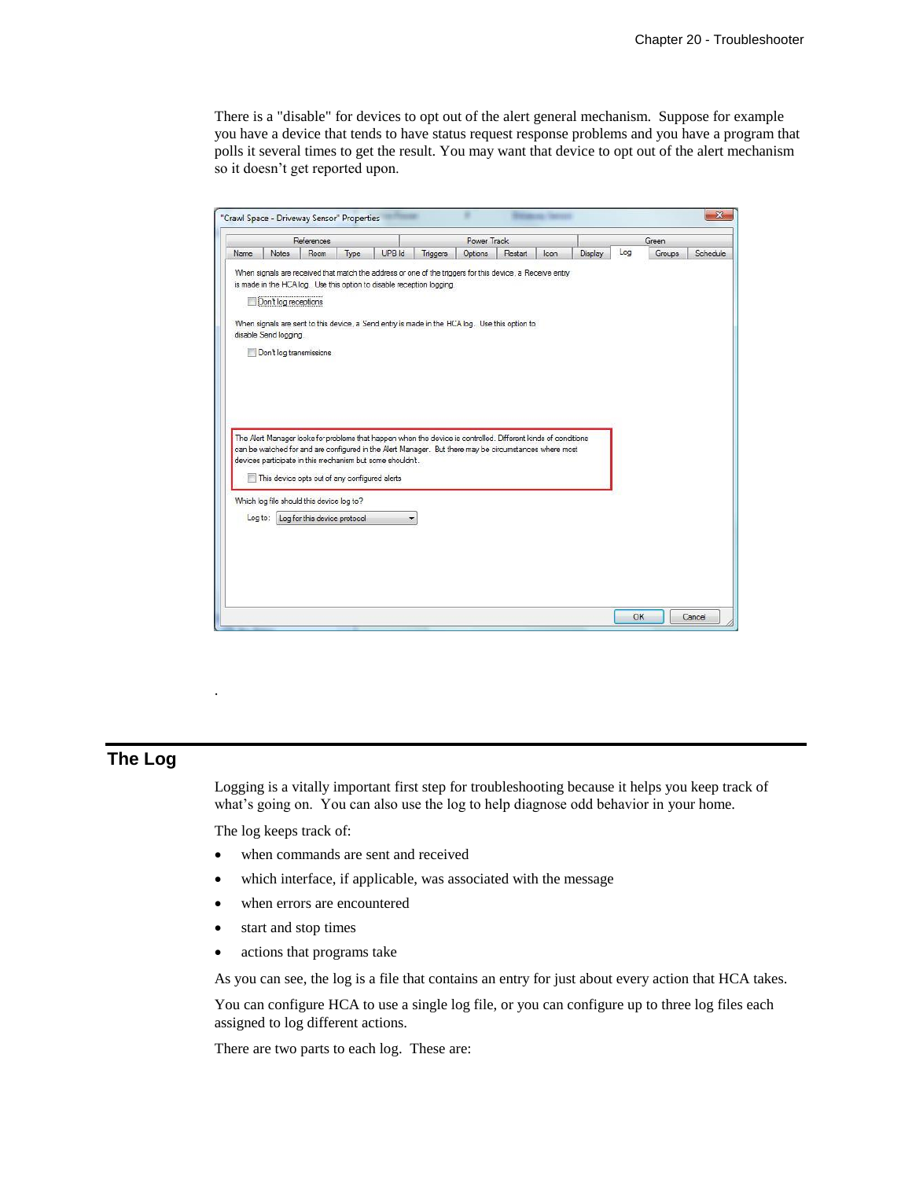There is a "disable" for devices to opt out of the alert general mechanism. Suppose for example you have a device that tends to have status request response problems and you have a program that polls it several times to get the result. You may want that device to opt out of the alert mechanism so it doesn't get reported upon.

.

## The Log

Logging is a vitally important first step for troubleshooting because it helps you keep track of what's going on. You can also use the log to help diagnose odd behavior in your home.

The log keeps track of:

- when commands are sent and received
- which interface, if applicable, was associated with the message
- when errors are encountered
- start and stop times
- actions that programs take

As you can see, the log is a file that contains an entry for just about every action that HCA takes.

You can configure HCA to use a single log file, or you can configure up to three log files each assigned to log different actions.

There are two parts to each log. These are: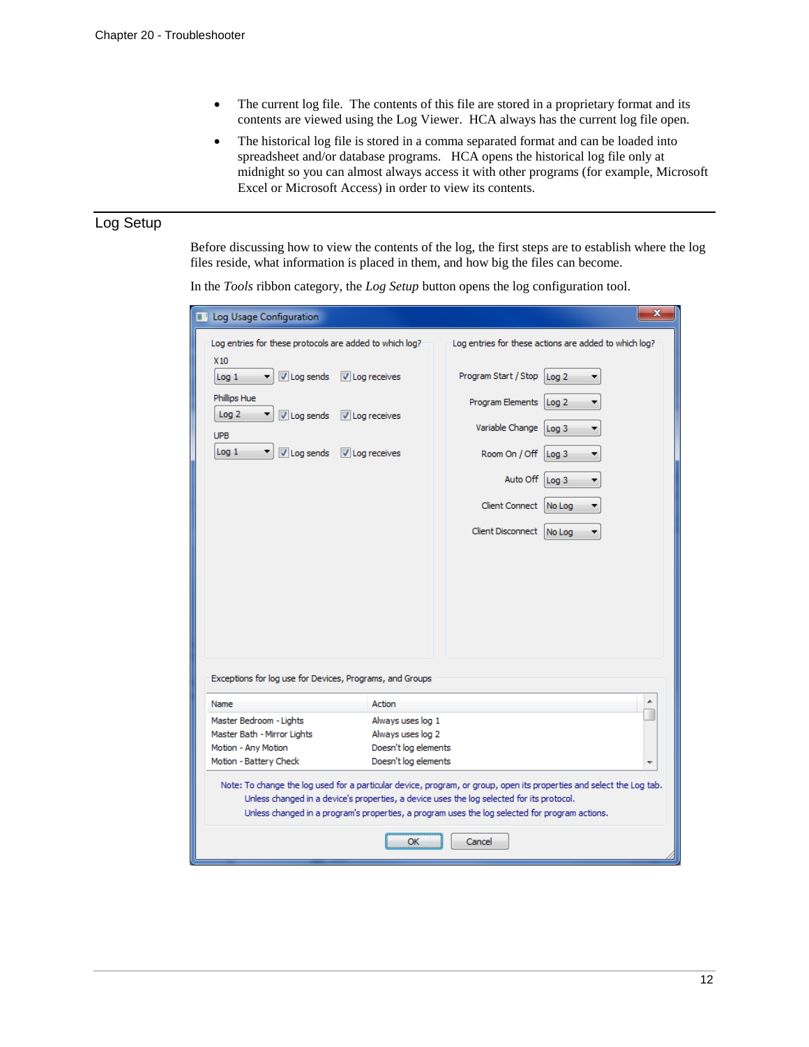- The current log file. The contents of this file are stored in a proprietary format and its contents are viewed using the Log Viewer. HCA always has the current log file open.
- The historical log file is stored in a comma separated format and can be loaded into spreadsheet and/or database programs. HCA opens the historical log file only at midnight so you can almost always access it with other programs (for example, Microsoft Excel or Microsoft Access) in order to view its contents.

## Log Setup

Before discussing how to view the contents of the log, the first steps are to establish where the log files reside, what information is placed in them, and how big the files can become.

In the *Tools* ribbon category, the *Log Setup* button opens the log configuration tool.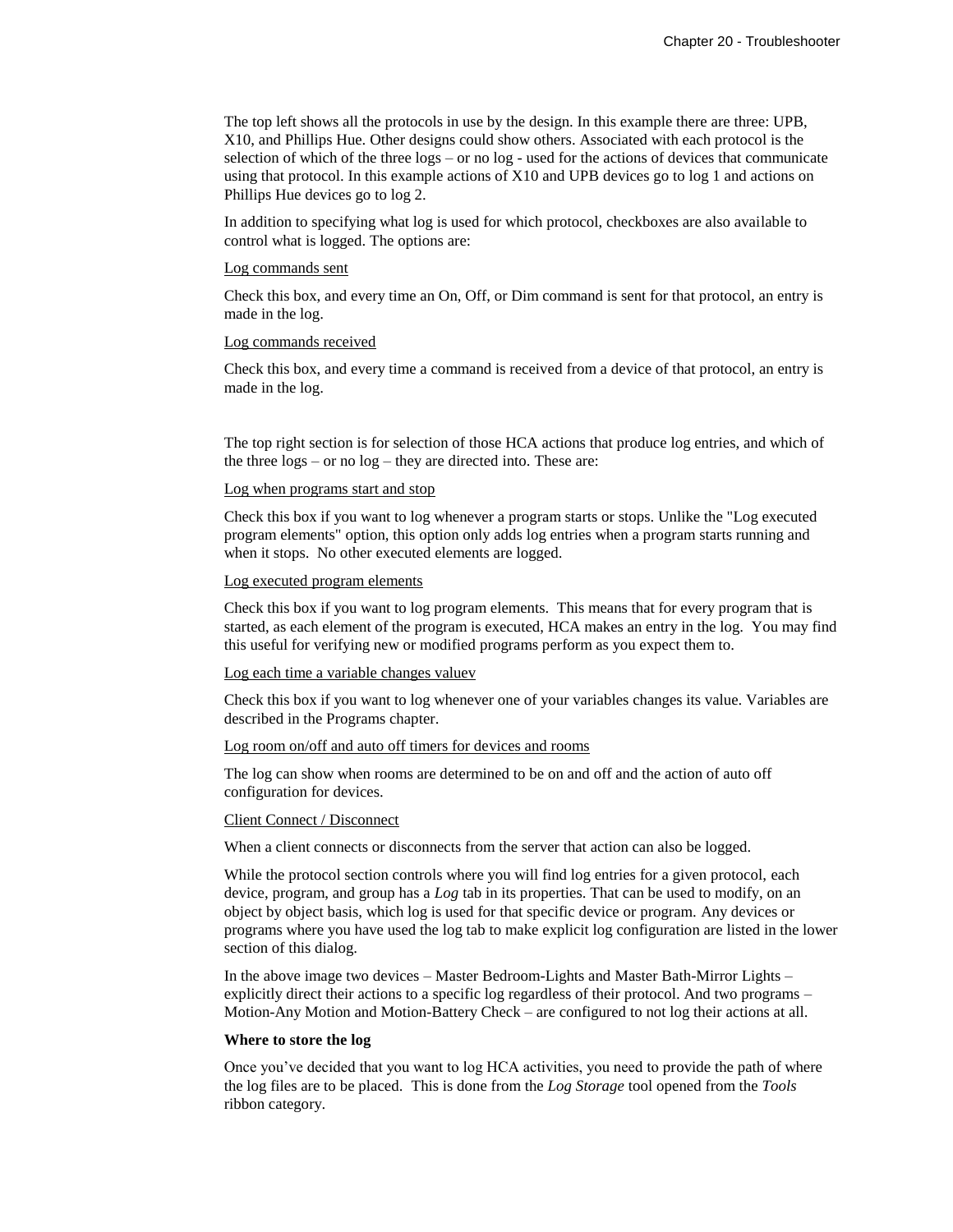The top left shows all the protocols in use by the design. In this example there are three: UPB, X10, and Phillips Hue. Other designs could show others. Associated with each protocol is the selection of which of the three logs – or no log - used for the actions of devices that communicate using that protocol. In this example actions of X10 and UPB devices go to log 1 and actions on Phillips Hue devices go to log 2.

In addition to specifying what log is used for which protocol, checkboxes are also available to control what is logged. The options are:

Log commands sent

Check this box, and every time an On, Off, or Dim command is sent for that protocol, an entry is made in the log.

Log commands received

Check this box, and every time a command is received from a device of that protocol, an entry is made in the log.

The top right section is for selection of those HCA actions that produce log entries, and which of the three logs – or no log – they are directed into. These are:

Log when programs start and stop

Check this box if you want to log whenever a program starts or stops. Unlike the "Log executed program elements" option, this option only adds log entries when a program starts running and when it stops. No other executed elements are logged.

Log executed program elements

Check this box if you want to log program elements. This means that for every program that is started, as each element of the program is executed, HCA makes an entry in the log. You may find this useful for verifying new or modified programs perform as you expect them to.

Log each time a variable changes valuev

Check this box if you want to log whenever one of your variables changes its value. Variables are described in the Programs chapter.

Log room on/off and auto off timers for devices and rooms

The log can show when rooms are determined to be on and off and the action of auto off configuration for devices.

Client Connect / Disconnect

When a client connects or disconnects from the server that action can also be logged.

While the protocol section controls where you will find log entries for a given protocol, each device, program, and group has a *Log* tab in its properties. That can be used to modify, on an object by object basis, which log is used for that specific device or program. Any devices or programs where you have used the log tab to make explicit log configuration are listed in the lower section of this dialog.

In the above image two devices – Master Bedroom-Lights and Master Bath-Mirror Lights – explicitly direct their actions to a specific log regardless of their protocol. And two programs – Motion-Any Motion and Motion-Battery Check – are configured to not log their actions at all.

**Where to store the log**

Once you've decided that you want to log HCA activities, you need to provide the path of where the log files are to be placed. This is done from the *Log Storage* tool opened from the *Tools* ribbon category.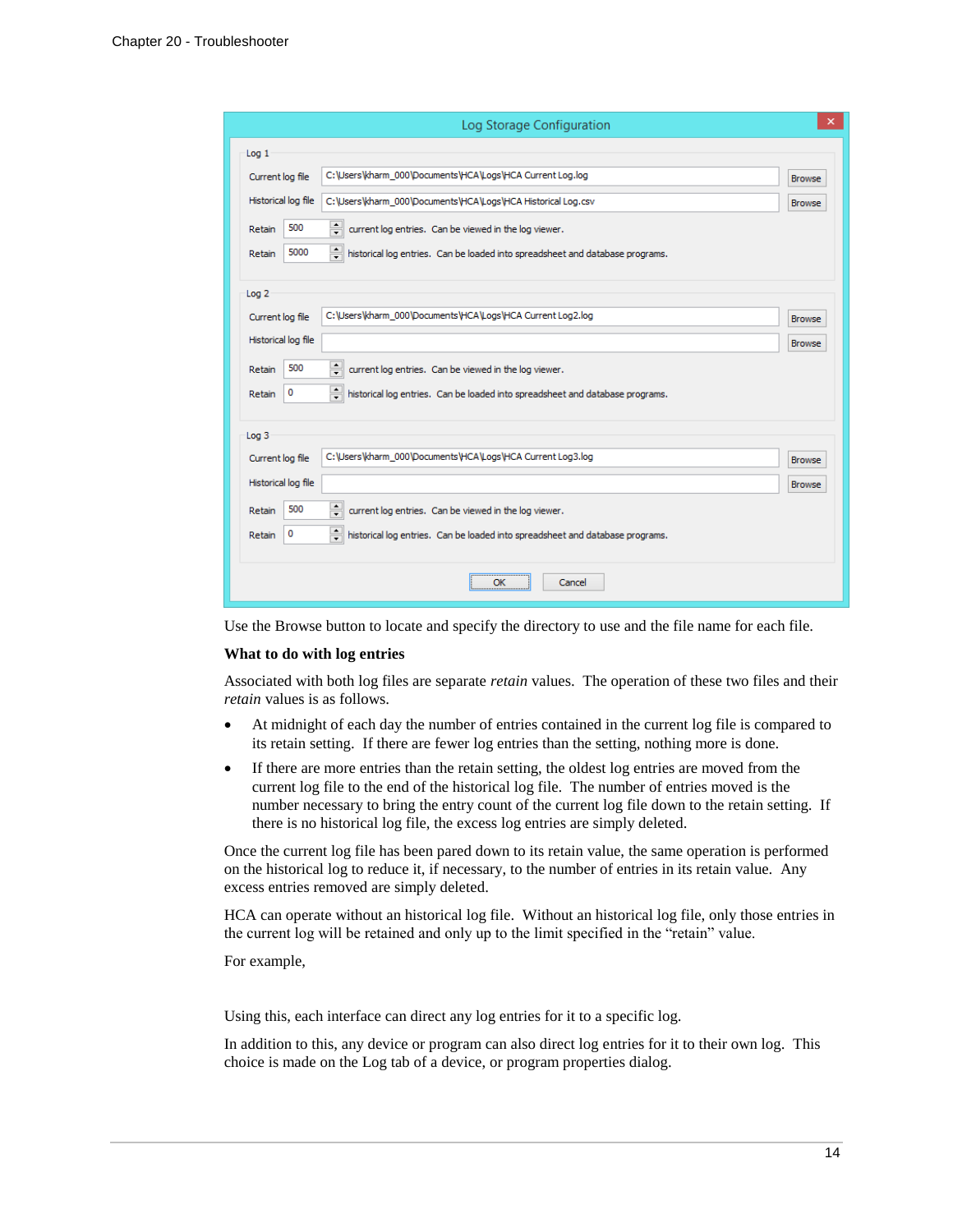Use the Browse button to locate and specify the directory to use and the file name for each file.

**What to do with log entries**

Associated with both log files are separate *retain* values. The operation of these two files and their *retain* values is as follows.

- At midnight of each day the number of entries contained in the current log file is compared to its retain setting. If there are fewer log entries than the setting, nothing more is done.
- If there are more entries than the retain setting, the oldest log entries are moved from the current log file to the end of the historical log file. The number of entries moved is the number necessary to bring the entry count of the current log file down to the retain setting. If there is no historical log file, the excess log entries are simply deleted.

Once the current log file has been pared down to its retain value, the same operation is performed on the historical log to reduce it, if necessary, to the number of entries in its retain value. Any excess entries removed are simply deleted.

HCA can operate without an historical log file. Without an historical log file, only those entries in the current log will be retained and only up to the limit specified in the "retain" value.

For example,

Using this, each interface can direct any log entries for it to a specific log.

In addition to this, any device or program can also direct log entries for it to their own log. This choice is made on the Log tab of a device, or program properties dialog.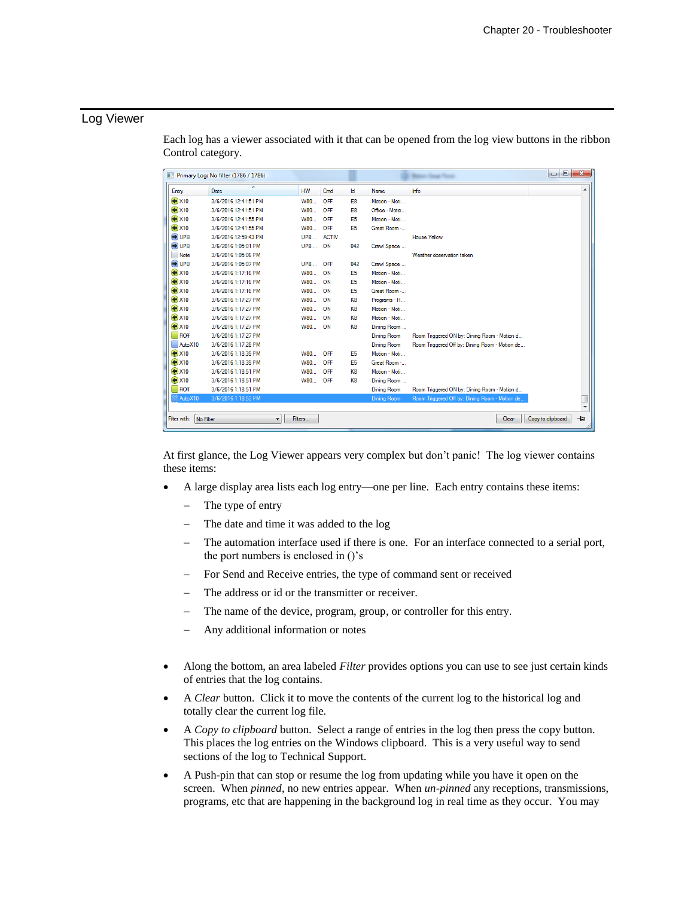## Log Viewer

Each log has a viewer associated with it that can be opened from the log view buttons in the ribbon Control category.

At first glance, the Log Viewer appears very complex but don't panic! The log viewer contains these items:

- A large display area lists each log entry—one per line. Each entry contains these items:
  - The type of entry
  - The date and time it was added to the log
  - The automation interface used if there is one. For an interface connected to a serial port, the port numbers is enclosed in ()'s
  - For Send and Receive entries, the type of command sent or received
  - The address or id or the transmitter or receiver.
  - The name of the device, program, group, or controller for this entry.
  - Any additional information or notes

- Along the bottom, an area labeled *Filter* provides options you can use to see just certain kinds of entries that the log contains.
- A *Clear* button. Click it to move the contents of the current log to the historical log and totally clear the current log file.
- A *Copy to clipboard* button. Select a range of entries in the log then press the copy button. This places the log entries on the Windows clipboard. This is a very useful way to send sections of the log to Technical Support.
- A Push-pin that can stop or resume the log from updating while you have it open on the screen. When *pinned*, no new entries appear. When *un-pinned* any receptions, transmissions, programs, etc that are happening in the background log in real time as they occur. You may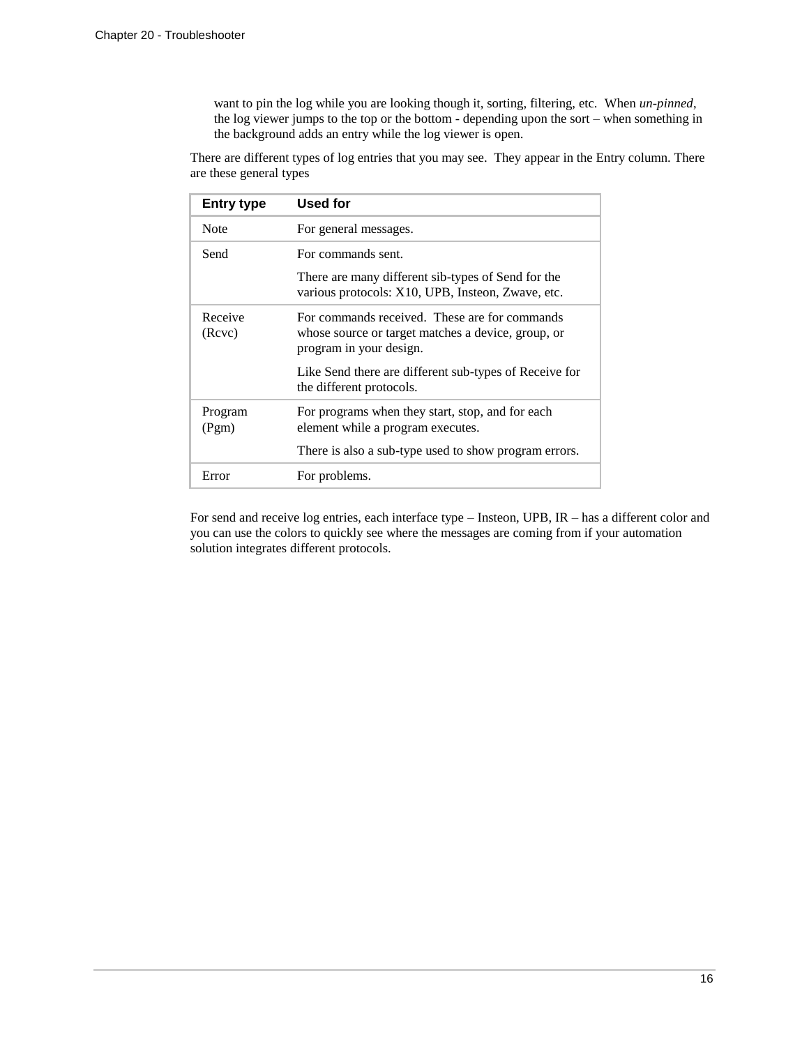want to pin the log while you are looking though it, sorting, filtering, etc. When *un-pinned*, the log viewer jumps to the top or the bottom - depending upon the sort – when something in the background adds an entry while the log viewer is open.

There are different types of log entries that you may see. They appear in the Entry column. There are these general types

| Entry type | Used for |
|---|---|
| Note | For general messages. |
| Send | For commands sent.<br><br>There are many different sib-types of Send for the various protocols: X10, UPB, Insteon, Zwave, etc. |
| Receive (Rcvc) | For commands received. These are for commands whose source or target matches a device, group, or program in your design.<br><br>Like Send there are different sub-types of Receive for the different protocols. |
| Program (Pgm) | For programs when they start, stop, and for each element while a program executes.<br><br>There is also a sub-type used to show program errors. |
| Error | For problems. |

For send and receive log entries, each interface type – Insteon, UPB, IR – has a different color and you can use the colors to quickly see where the messages are coming from if your automation solution integrates different protocols.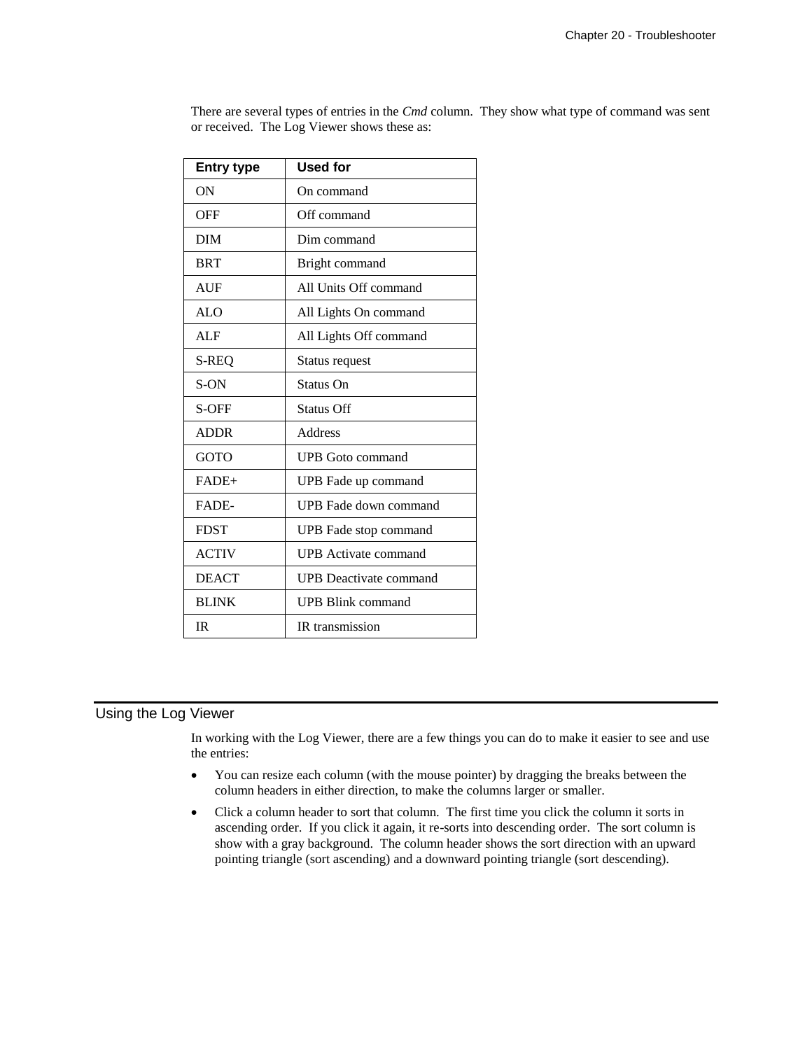There are several types of entries in the *Cmd* column. They show what type of command was sent or received. The Log Viewer shows these as:

| Entry type | Used for |
| --- | --- |
| ON | On command |
| OFF | Off command |
| DIM | Dim command |
| BRT | Bright command |
| AUF | All Units Off command |
| ALO | All Lights On command |
| ALF | All Lights Off command |
| S-REQ | Status request |
| S-ON | Status On |
| S-OFF | Status Off |
| ADDR | Address |
| GOTO | UPB Goto command |
| FADE+ | UPB Fade up command |
| FADE- | UPB Fade down command |
| FDST | UPB Fade stop command |
| ACTIV | UPB Activate command |
| DEACT | UPB Deactivate command |
| BLINK | UPB Blink command |
| IR | IR transmission |

## Using the Log Viewer

In working with the Log Viewer, there are a few things you can do to make it easier to see and use the entries:

- You can resize each column (with the mouse pointer) by dragging the breaks between the column headers in either direction, to make the columns larger or smaller.
- Click a column header to sort that column. The first time you click the column it sorts in ascending order. If you click it again, it re-sorts into descending order. The sort column is show with a gray background. The column header shows the sort direction with an upward pointing triangle (sort ascending) and a downward pointing triangle (sort descending).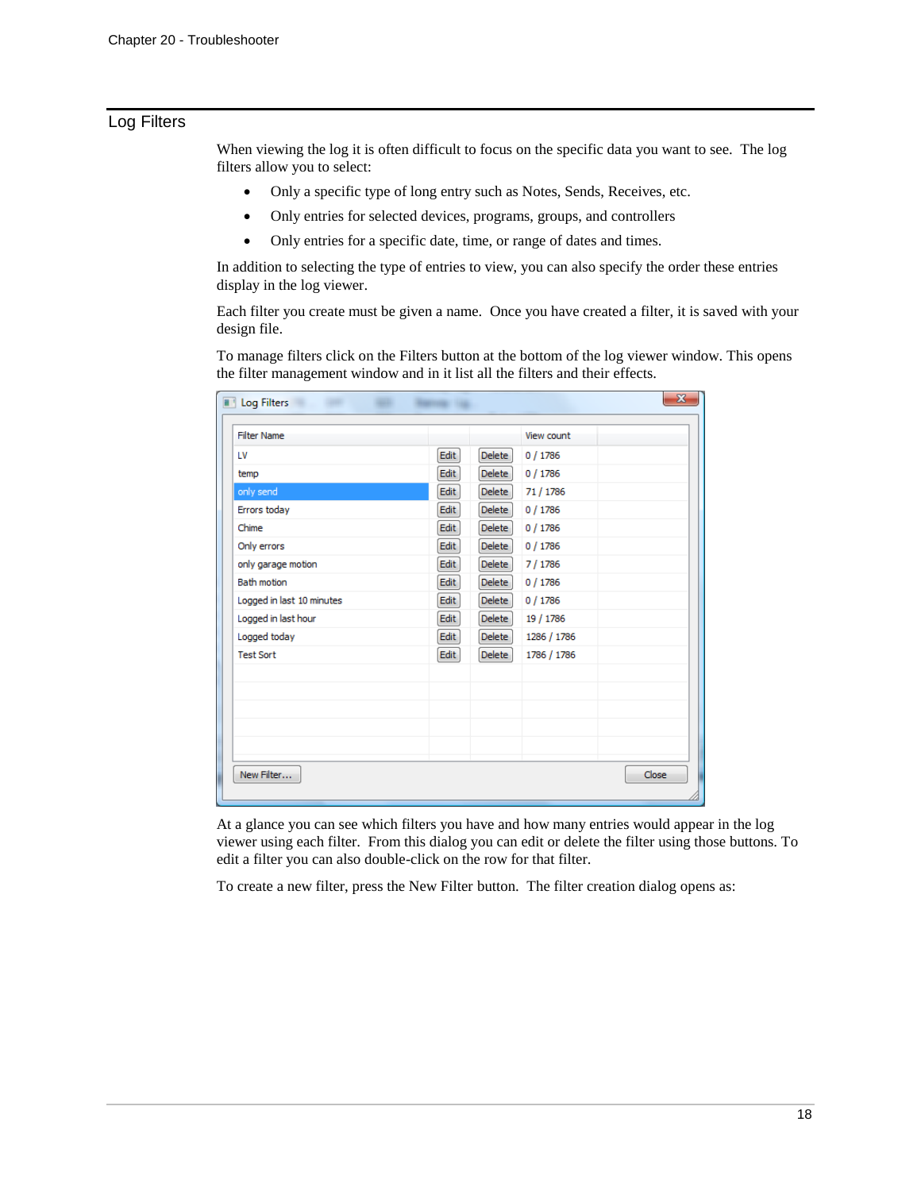## Log Filters

When viewing the log it is often difficult to focus on the specific data you want to see. The log filters allow you to select:

- Only a specific type of long entry such as Notes, Sends, Receives, etc.
- Only entries for selected devices, programs, groups, and controllers
- Only entries for a specific date, time, or range of dates and times.

In addition to selecting the type of entries to view, you can also specify the order these entries display in the log viewer.

Each filter you create must be given a name. Once you have created a filter, it is saved with your design file.

To manage filters click on the Filters button at the bottom of the log viewer window. This opens the filter management window and in it list all the filters and their effects.

Log Filters

| Filter Name | | | View count |
|---|---|---|---|
| LV | Edit | Delete | 0 / 1786 |
| temp | Edit | Delete | 0 / 1786 |
| only send | Edit | Delete | 71 / 1786 |
| Errors today | Edit | Delete | 0 / 1786 |
| Chime | Edit | Delete | 0 / 1786 |
| Only errors | Edit | Delete | 0 / 1786 |
| only garage motion | Edit | Delete | 7 / 1786 |
| Bath motion | Edit | Delete | 0 / 1786 |
| Logged in last 10 minutes | Edit | Delete | 0 / 1786 |
| Logged in last hour | Edit | Delete | 19 / 1786 |
| Logged today | Edit | Delete | 1286 / 1786 |
| Test Sort | Edit | Delete | 1786 / 1786 |

New Filter... Close

At a glance you can see which filters you have and how many entries would appear in the log viewer using each filter. From this dialog you can edit or delete the filter using those buttons. To edit a filter you can also double-click on the row for that filter.

To create a new filter, press the New Filter button. The filter creation dialog opens as: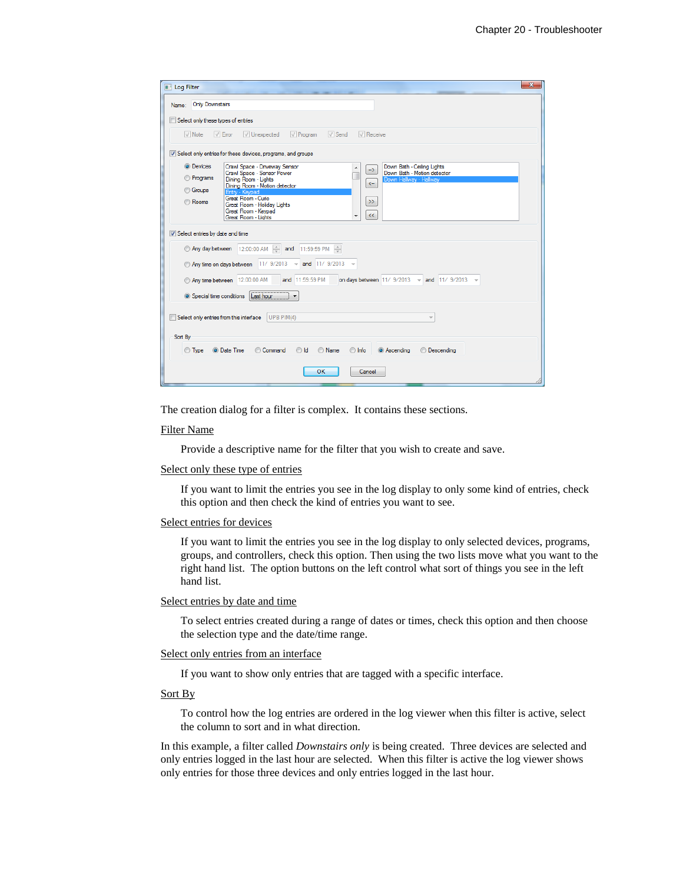The creation dialog for a filter is complex. It contains these sections.

Filter Name

Provide a descriptive name for the filter that you wish to create and save.

Select only these type of entries

If you want to limit the entries you see in the log display to only some kind of entries, check this option and then check the kind of entries you want to see.

Select entries for devices

If you want to limit the entries you see in the log display to only selected devices, programs, groups, and controllers, check this option. Then using the two lists move what you want to the right hand list. The option buttons on the left control what sort of things you see in the left hand list.

Select entries by date and time

To select entries created during a range of dates or times, check this option and then choose the selection type and the date/time range.

Select only entries from an interface

If you want to show only entries that are tagged with a specific interface.

Sort By

To control how the log entries are ordered in the log viewer when this filter is active, select the column to sort and in what direction.

In this example, a filter called *Downstairs only* is being created. Three devices are selected and only entries logged in the last hour are selected. When this filter is active the log viewer shows only entries for those three devices and only entries logged in the last hour.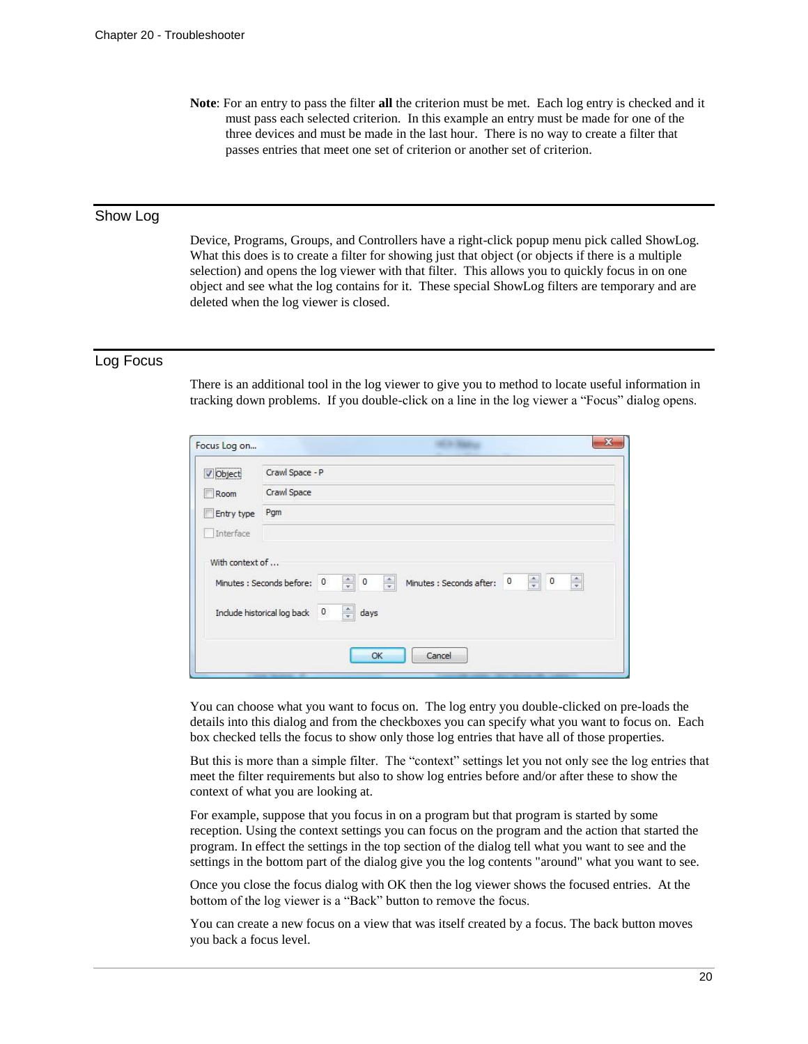**Note**: For an entry to pass the filter **all** the criterion must be met. Each log entry is checked and it must pass each selected criterion. In this example an entry must be made for one of the three devices and must be made in the last hour. There is no way to create a filter that passes entries that meet one set of criterion or another set of criterion.

## Show Log

Device, Programs, Groups, and Controllers have a right-click popup menu pick called ShowLog. What this does is to create a filter for showing just that object (or objects if there is a multiple selection) and opens the log viewer with that filter. This allows you to quickly focus in on one object and see what the log contains for it. These special ShowLog filters are temporary and are deleted when the log viewer is closed.

## Log Focus

There is an additional tool in the log viewer to give you to method to locate useful information in tracking down problems. If you double-click on a line in the log viewer a “Focus” dialog opens.

Focus Log on...

- [x] Object: Crawl Space - P
- [ ] Room: Crawl Space
- [ ] Entry type: Pgm
- [ ] Interface

With context of ...

Minutes : Seconds before: 0 : 0 Minutes : Seconds after: 0 : 0

Include historical log back 0 days

OK Cancel

You can choose what you want to focus on. The log entry you double-clicked on pre-loads the details into this dialog and from the checkboxes you can specify what you want to focus on. Each box checked tells the focus to show only those log entries that have all of those properties.

But this is more than a simple filter. The “context” settings let you not only see the log entries that meet the filter requirements but also to show log entries before and/or after these to show the context of what you are looking at.

For example, suppose that you focus in on a program but that program is started by some reception. Using the context settings you can focus on the program and the action that started the program. In effect the settings in the top section of the dialog tell what you want to see and the settings in the bottom part of the dialog give you the log contents "around" what you want to see.

Once you close the focus dialog with OK then the log viewer shows the focused entries. At the bottom of the log viewer is a “Back” button to remove the focus.

You can create a new focus on a view that was itself created by a focus. The back button moves you back a focus level.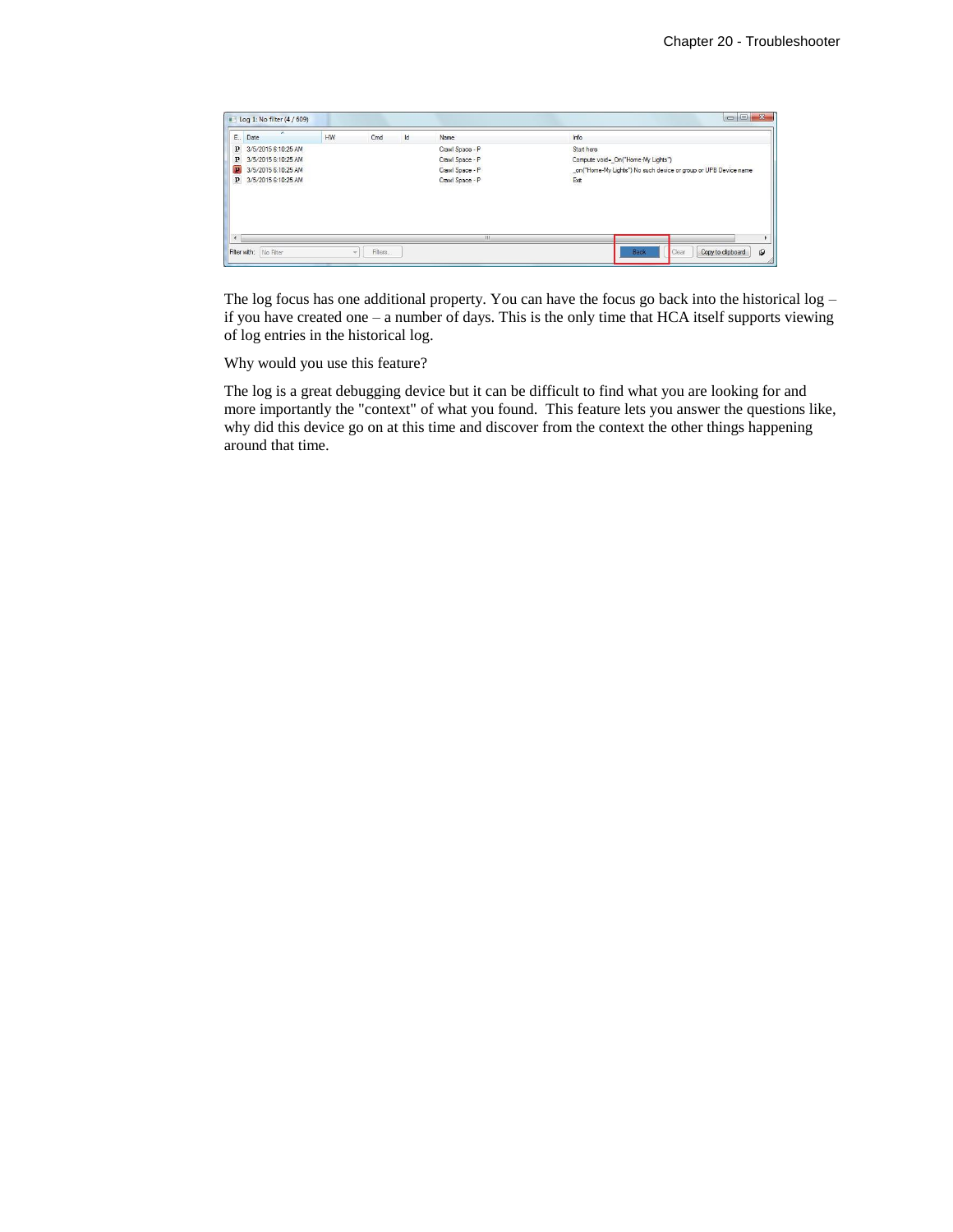The log focus has one additional property. You can have the focus go back into the historical log – if you have created one – a number of days. This is the only time that HCA itself supports viewing of log entries in the historical log.

Why would you use this feature?

The log is a great debugging device but it can be difficult to find what you are looking for and more importantly the "context" of what you found. This feature lets you answer the questions like, why did this device go on at this time and discover from the context the other things happening around that time.